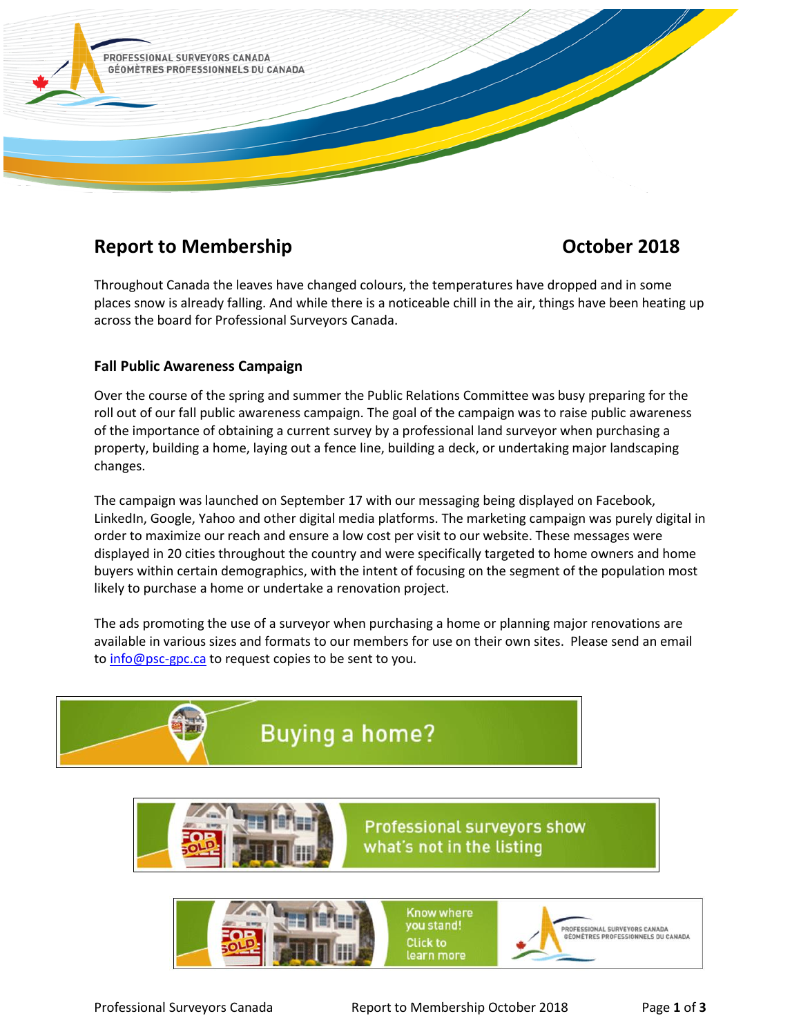# Report to Membership October 2018

Throughout Canada the leaves have changed colours, the temperatures have dropped and in some places snow is already falling. And while there is a noticeable chill in the air, things have been heating up across the board for Professional Surveyors Canada.

## Fall Public Awareness Campaign

Over the course of the spring and summer the Public Relations Committee was busy preparing for the roll out of our fall public awareness campaign. The goal of the campaign was to raise public awareness of the importance of obtaining a current survey by a professional land surveyor when purchasing a property, building a home, laying out a fence line, building a deck, or undertaking major landscaping changes.

The campaign was launched on September 17 with our messaging being displayed on Facebook, LinkedIn, Google, Yahoo and other digital media platforms. The marketing campaign was purely digital in order to maximize our reach and ensure a low cost per visit to our website. These messages were displayed in 20 cities throughout the country and were specifically targeted to home owners and home buyers within certain demographics, with the intent of focusing on the segment of the population most likely to purchase a home or undertake a renovation project.

The ads promoting the use of a surveyor when purchasing a home or planning major renovations are available in various sizes and formats to our members for use on their own sites. Please send an email to info@psc-gpc.ca to request copies to be sent to you.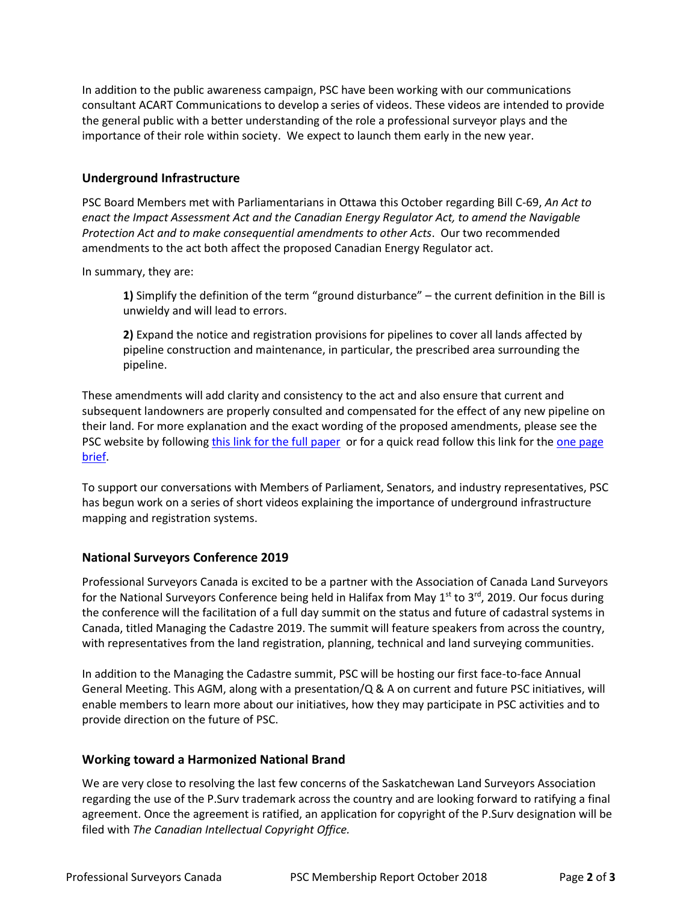In addition to the public awareness campaign, PSC have been working with our communications consultant ACART Communications to develop a series of videos. These videos are intended to provide the general public with a better understanding of the role a professional surveyor plays and the importance of their role within society. We expect to launch them early in the new year.

### Underground Infrastructure

PSC Board Members met with Parliamentarians in Ottawa this October regarding Bill C-69, *An Act to enact the Impact Assessment Act and the Canadian Energy Regulator Act, to amend the Navigable Protection Act and to make consequential amendments to other Acts*. Our two recommended amendments to the act both affect the proposed Canadian Energy Regulator act.

In summary, they are:

> **1)** Simplify the definition of the term "ground disturbance" – the current definition in the Bill is unwieldy and will lead to errors.
>
> **2)** Expand the notice and registration provisions for pipelines to cover all lands affected by pipeline construction and maintenance, in particular, the prescribed area surrounding the pipeline.

These amendments will add clarity and consistency to the act and also ensure that current and subsequent landowners are properly consulted and compensated for the effect of any new pipeline on their land. For more explanation and the exact wording of the proposed amendments, please see the PSC website by following this link for the full paper or for a quick read follow this link for the one page brief.

To support our conversations with Members of Parliament, Senators, and industry representatives, PSC has begun work on a series of short videos explaining the importance of underground infrastructure mapping and registration systems.

### National Surveyors Conference 2019

Professional Surveyors Canada is excited to be a partner with the Association of Canada Land Surveyors for the National Surveyors Conference being held in Halifax from May 1st to 3rd, 2019. Our focus during the conference will the facilitation of a full day summit on the status and future of cadastral systems in Canada, titled Managing the Cadastre 2019. The summit will feature speakers from across the country, with representatives from the land registration, planning, technical and land surveying communities.

In addition to the Managing the Cadastre summit, PSC will be hosting our first face-to-face Annual General Meeting. This AGM, along with a presentation/Q & A on current and future PSC initiatives, will enable members to learn more about our initiatives, how they may participate in PSC activities and to provide direction on the future of PSC.

### Working toward a Harmonized National Brand

We are very close to resolving the last few concerns of the Saskatchewan Land Surveyors Association regarding the use of the P.Surv trademark across the country and are looking forward to ratifying a final agreement. Once the agreement is ratified, an application for copyright of the P.Surv designation will be filed with *The Canadian Intellectual Copyright Office.*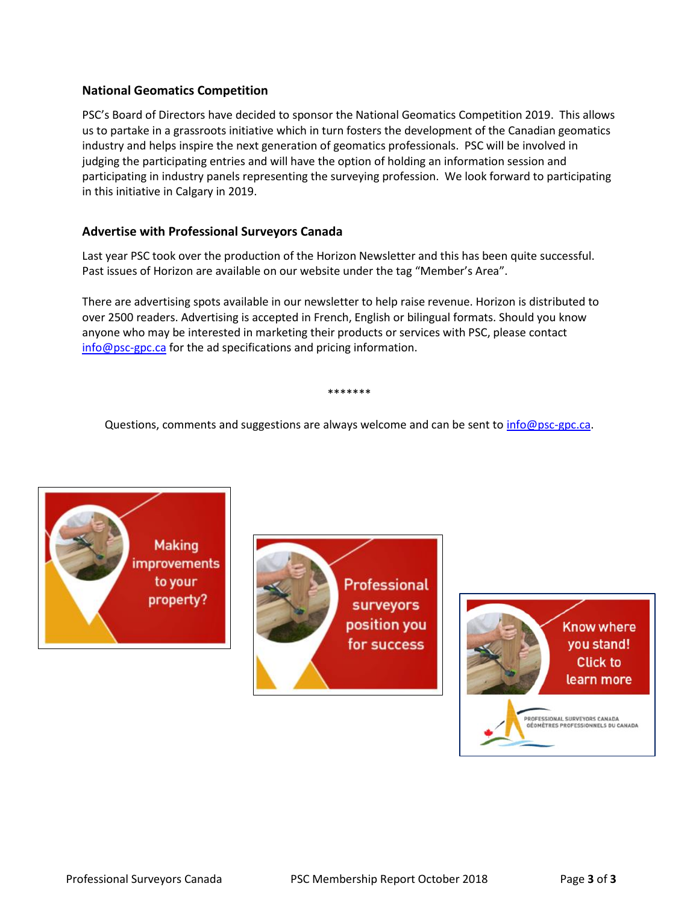### National Geomatics Competition

PSC's Board of Directors have decided to sponsor the National Geomatics Competition 2019. This allows us to partake in a grassroots initiative which in turn fosters the development of the Canadian geomatics industry and helps inspire the next generation of geomatics professionals. PSC will be involved in judging the participating entries and will have the option of holding an information session and participating in industry panels representing the surveying profession. We look forward to participating in this initiative in Calgary in 2019.

### Advertise with Professional Surveyors Canada

Last year PSC took over the production of the Horizon Newsletter and this has been quite successful. Past issues of Horizon are available on our website under the tag "Member's Area".

There are advertising spots available in our newsletter to help raise revenue. Horizon is distributed to over 2500 readers. Advertising is accepted in French, English or bilingual formats. Should you know anyone who may be interested in marketing their products or services with PSC, please contact info@psc-gpc.ca for the ad specifications and pricing information.

*******

Questions, comments and suggestions are always welcome and can be sent to info@psc-gpc.ca.